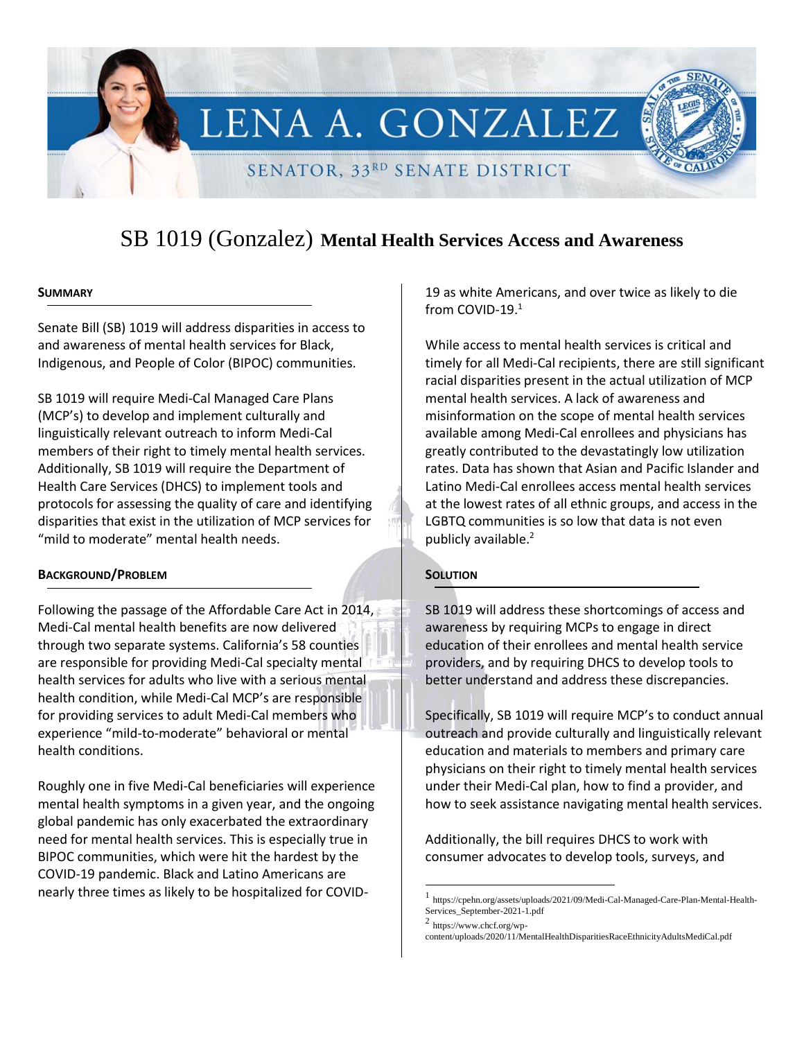# LENA A. GONZALEZ

SENATOR, 33RD SENATE DISTRICT

## SB 1019 (Gonzalez) Mental Health Services Access and Awareness

### SUMMARY

Senate Bill (SB) 1019 will address disparities in access to and awareness of mental health services for Black, Indigenous, and People of Color (BIPOC) communities.

SB 1019 will require Medi-Cal Managed Care Plans (MCP's) to develop and implement culturally and linguistically relevant outreach to inform Medi-Cal members of their right to timely mental health services. Additionally, SB 1019 will require the Department of Health Care Services (DHCS) to implement tools and protocols for assessing the quality of care and identifying disparities that exist in the utilization of MCP services for "mild to moderate" mental health needs.

### BACKGROUND/PROBLEM

Following the passage of the Affordable Care Act in 2014, Medi-Cal mental health benefits are now delivered through two separate systems. California's 58 counties are responsible for providing Medi-Cal specialty mental health services for adults who live with a serious mental health condition, while Medi-Cal MCP's are responsible for providing services to adult Medi-Cal members who experience "mild-to-moderate" behavioral or mental health conditions.

Roughly one in five Medi-Cal beneficiaries will experience mental health symptoms in a given year, and the ongoing global pandemic has only exacerbated the extraordinary need for mental health services. This is especially true in BIPOC communities, which were hit the hardest by the COVID-19 pandemic. Black and Latino Americans are nearly three times as likely to be hospitalized for COVID-19 as white Americans, and over twice as likely to die from COVID-19.[1]

While access to mental health services is critical and timely for all Medi-Cal recipients, there are still significant racial disparities present in the actual utilization of MCP mental health services. A lack of awareness and misinformation on the scope of mental health services available among Medi-Cal enrollees and physicians has greatly contributed to the devastatingly low utilization rates. Data has shown that Asian and Pacific Islander and Latino Medi-Cal enrollees access mental health services at the lowest rates of all ethnic groups, and access in the LGBTQ communities is so low that data is not even publicly available.[2]

### SOLUTION

SB 1019 will address these shortcomings of access and awareness by requiring MCPs to engage in direct education of their enrollees and mental health service providers, and by requiring DHCS to develop tools to better understand and address these discrepancies.

Specifically, SB 1019 will require MCP's to conduct annual outreach and provide culturally and linguistically relevant education and materials to members and primary care physicians on their right to timely mental health services under their Medi-Cal plan, how to find a provider, and how to seek assistance navigating mental health services.

Additionally, the bill requires DHCS to work with consumer advocates to develop tools, surveys, and

---

[1] https://cpehn.org/assets/uploads/2021/09/Medi-Cal-Managed-Care-Plan-Mental-Health-Services_September-2021-1.pdf

[2] https://www.chcf.org/wp-content/uploads/2020/11/MentalHealthDisparitiesRaceEthnicityAdultsMediCal.pdf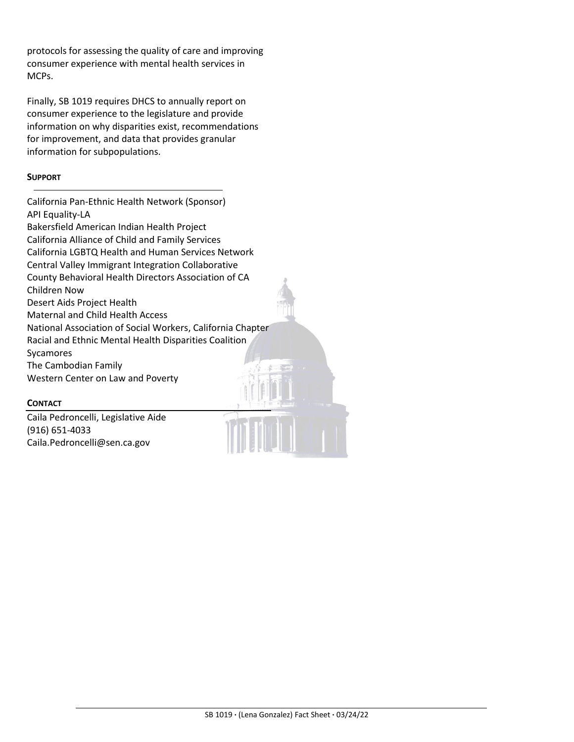protocols for assessing the quality of care and improving consumer experience with mental health services in MCPs.

Finally, SB 1019 requires DHCS to annually report on consumer experience to the legislature and provide information on why disparities exist, recommendations for improvement, and data that provides granular information for subpopulations.

## SUPPORT

California Pan-Ethnic Health Network (Sponsor)
API Equality-LA
Bakersfield American Indian Health Project
California Alliance of Child and Family Services
California LGBTQ Health and Human Services Network
Central Valley Immigrant Integration Collaborative
County Behavioral Health Directors Association of CA
Children Now
Desert Aids Project Health
Maternal and Child Health Access
National Association of Social Workers, California Chapter
Racial and Ethnic Mental Health Disparities Coalition
Sycamores
The Cambodian Family
Western Center on Law and Poverty

## CONTACT

Caila Pedroncelli, Legislative Aide
(916) 651-4033
Caila.Pedroncelli@sen.ca.gov